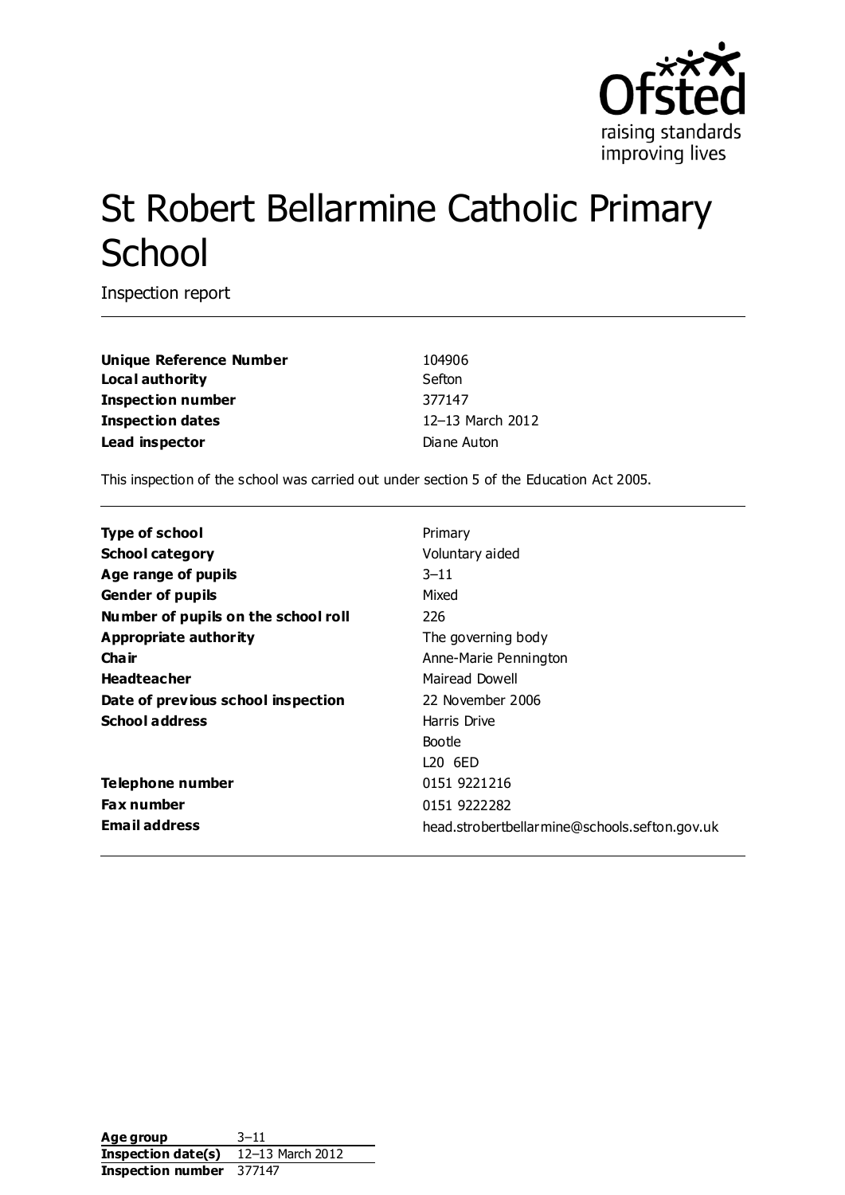# St Robert Bellarmine Catholic Primary School

Inspection report

| | |
|---|---|
| **Unique Reference Number** | 104906 |
| **Local authority** | Sefton |
| **Inspection number** | 377147 |
| **Inspection dates** | 12–13 March 2012 |
| **Lead inspector** | Diane Auton |

This inspection of the school was carried out under section 5 of the Education Act 2005.

| | |
|---|---|
| **Type of school** | Primary |
| **School category** | Voluntary aided |
| **Age range of pupils** | 3–11 |
| **Gender of pupils** | Mixed |
| **Number of pupils on the school roll** | 226 |
| **Appropriate authority** | The governing body |
| **Chair** | Anne-Marie Pennington |
| **Headteacher** | Mairead Dowell |
| **Date of previous school inspection** | 22 November 2006 |
| **School address** | Harris Drive<br>Bootle<br>L20 6ED |
| **Telephone number** | 0151 9221216 |
| **Fax number** | 0151 9222282 |
| **Email address** | head.strobertbellarmine@schools.sefton.gov.uk |

| | |
|---|---|
| **Age group** | 3–11 |
| **Inspection date(s)** | 12–13 March 2012 |
| **Inspection number** | 377147 |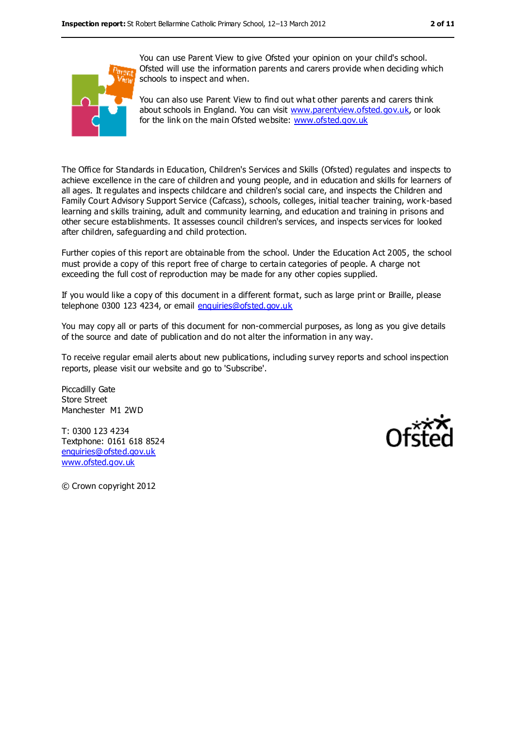You can use Parent View to give Ofsted your opinion on your child's school. Ofsted will use the information parents and carers provide when deciding which schools to inspect and when.

You can also use Parent View to find out what other parents and carers think about schools in England. You can visit www.parentview.ofsted.gov.uk, or look for the link on the main Ofsted website: www.ofsted.gov.uk

The Office for Standards in Education, Children's Services and Skills (Ofsted) regulates and inspects to achieve excellence in the care of children and young people, and in education and skills for learners of all ages. It regulates and inspects childcare and children's social care, and inspects the Children and Family Court Advisory Support Service (Cafcass), schools, colleges, initial teacher training, work-based learning and skills training, adult and community learning, and education and training in prisons and other secure establishments. It assesses council children's services, and inspects services for looked after children, safeguarding and child protection.

Further copies of this report are obtainable from the school. Under the Education Act 2005, the school must provide a copy of this report free of charge to certain categories of people. A charge not exceeding the full cost of reproduction may be made for any other copies supplied.

If you would like a copy of this document in a different format, such as large print or Braille, please telephone 0300 123 4234, or email enquiries@ofsted.gov.uk

You may copy all or parts of this document for non-commercial purposes, as long as you give details of the source and date of publication and do not alter the information in any way.

To receive regular email alerts about new publications, including survey reports and school inspection reports, please visit our website and go to 'Subscribe'.

Piccadilly Gate  
Store Street  
Manchester M1 2WD

T: 0300 123 4234  
Textphone: 0161 618 8524  
enquiries@ofsted.gov.uk  
www.ofsted.gov.uk

© Crown copyright 2012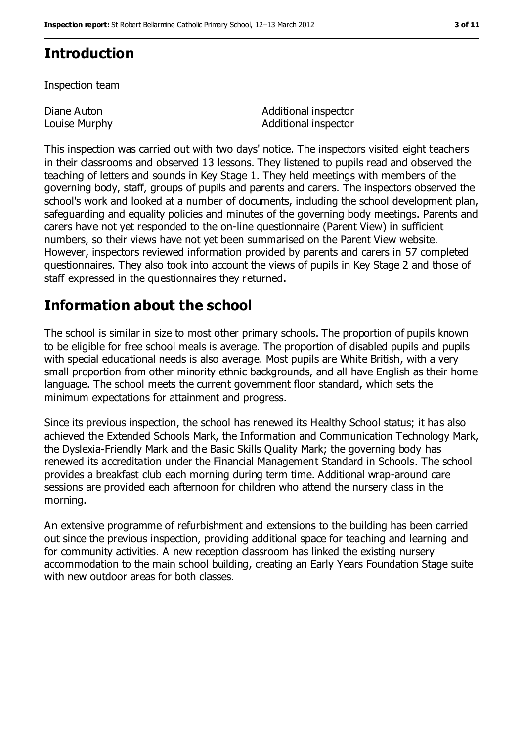## Introduction

Inspection team

| | |
|---|---|
| Diane Auton | Additional inspector |
| Louise Murphy | Additional inspector |

This inspection was carried out with two days' notice. The inspectors visited eight teachers in their classrooms and observed 13 lessons. They listened to pupils read and observed the teaching of letters and sounds in Key Stage 1. They held meetings with members of the governing body, staff, groups of pupils and parents and carers. The inspectors observed the school's work and looked at a number of documents, including the school development plan, safeguarding and equality policies and minutes of the governing body meetings. Parents and carers have not yet responded to the on-line questionnaire (Parent View) in sufficient numbers, so their views have not yet been summarised on the Parent View website. However, inspectors reviewed information provided by parents and carers in 57 completed questionnaires. They also took into account the views of pupils in Key Stage 2 and those of staff expressed in the questionnaires they returned.

## Information about the school

The school is similar in size to most other primary schools. The proportion of pupils known to be eligible for free school meals is average. The proportion of disabled pupils and pupils with special educational needs is also average. Most pupils are White British, with a very small proportion from other minority ethnic backgrounds, and all have English as their home language. The school meets the current government floor standard, which sets the minimum expectations for attainment and progress.

Since its previous inspection, the school has renewed its Healthy School status; it has also achieved the Extended Schools Mark, the Information and Communication Technology Mark, the Dyslexia-Friendly Mark and the Basic Skills Quality Mark; the governing body has renewed its accreditation under the Financial Management Standard in Schools. The school provides a breakfast club each morning during term time. Additional wrap-around care sessions are provided each afternoon for children who attend the nursery class in the morning.

An extensive programme of refurbishment and extensions to the building has been carried out since the previous inspection, providing additional space for teaching and learning and for community activities. A new reception classroom has linked the existing nursery accommodation to the main school building, creating an Early Years Foundation Stage suite with new outdoor areas for both classes.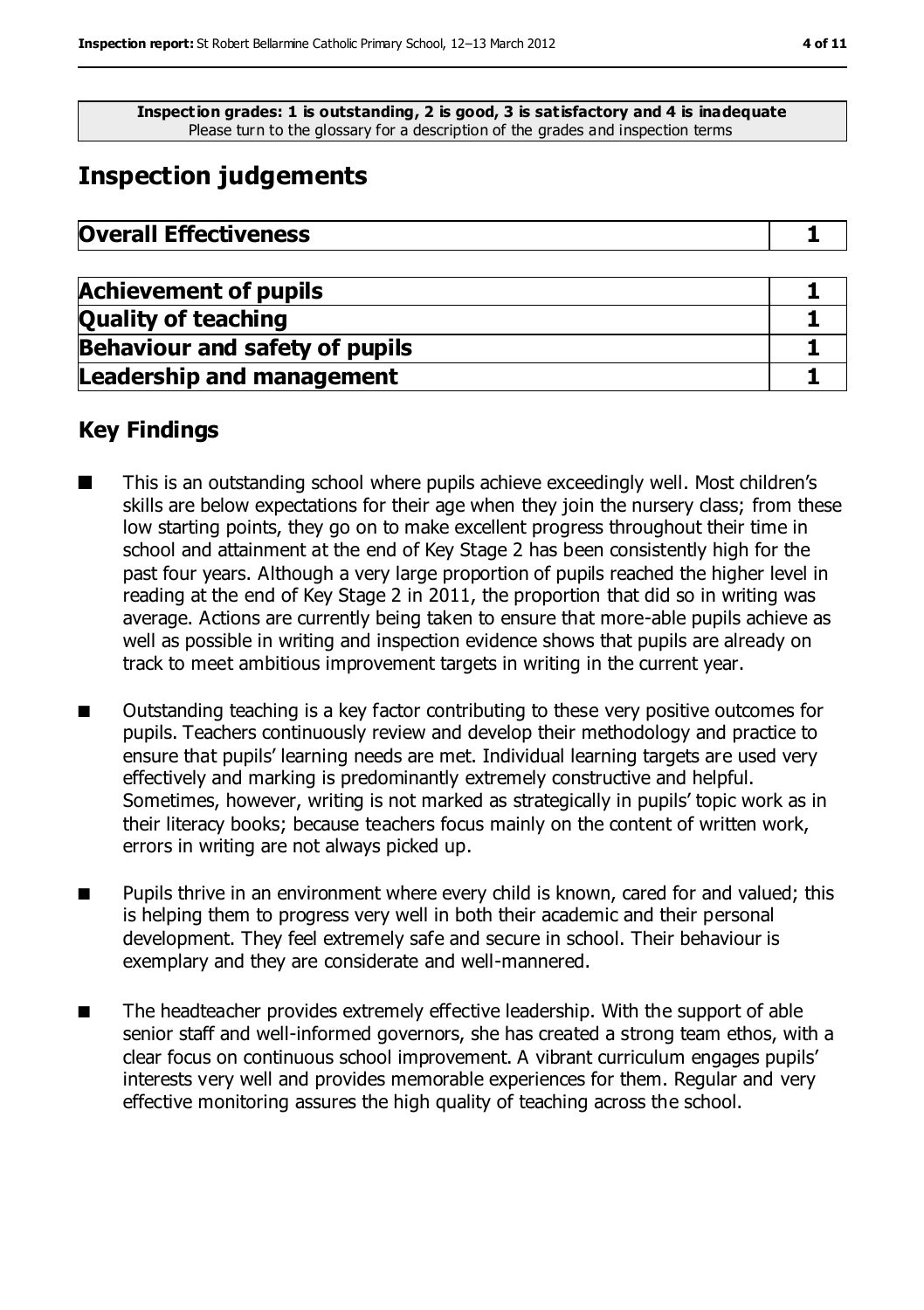**Inspection grades: 1 is outstanding, 2 is good, 3 is satisfactory and 4 is inadequate**
Please turn to the glossary for a description of the grades and inspection terms

# Inspection judgements

| **Overall Effectiveness** | **1** |
|---|---|

| | |
|---|---|
| **Achievement of pupils** | **1** |
| **Quality of teaching** | **1** |
| **Behaviour and safety of pupils** | **1** |
| **Leadership and management** | **1** |

## Key Findings

- This is an outstanding school where pupils achieve exceedingly well. Most children's skills are below expectations for their age when they join the nursery class; from these low starting points, they go on to make excellent progress throughout their time in school and attainment at the end of Key Stage 2 has been consistently high for the past four years. Although a very large proportion of pupils reached the higher level in reading at the end of Key Stage 2 in 2011, the proportion that did so in writing was average. Actions are currently being taken to ensure that more-able pupils achieve as well as possible in writing and inspection evidence shows that pupils are already on track to meet ambitious improvement targets in writing in the current year.

- Outstanding teaching is a key factor contributing to these very positive outcomes for pupils. Teachers continuously review and develop their methodology and practice to ensure that pupils' learning needs are met. Individual learning targets are used very effectively and marking is predominantly extremely constructive and helpful. Sometimes, however, writing is not marked as strategically in pupils' topic work as in their literacy books; because teachers focus mainly on the content of written work, errors in writing are not always picked up.

- Pupils thrive in an environment where every child is known, cared for and valued; this is helping them to progress very well in both their academic and their personal development. They feel extremely safe and secure in school. Their behaviour is exemplary and they are considerate and well-mannered.

- The headteacher provides extremely effective leadership. With the support of able senior staff and well-informed governors, she has created a strong team ethos, with a clear focus on continuous school improvement. A vibrant curriculum engages pupils' interests very well and provides memorable experiences for them. Regular and very effective monitoring assures the high quality of teaching across the school.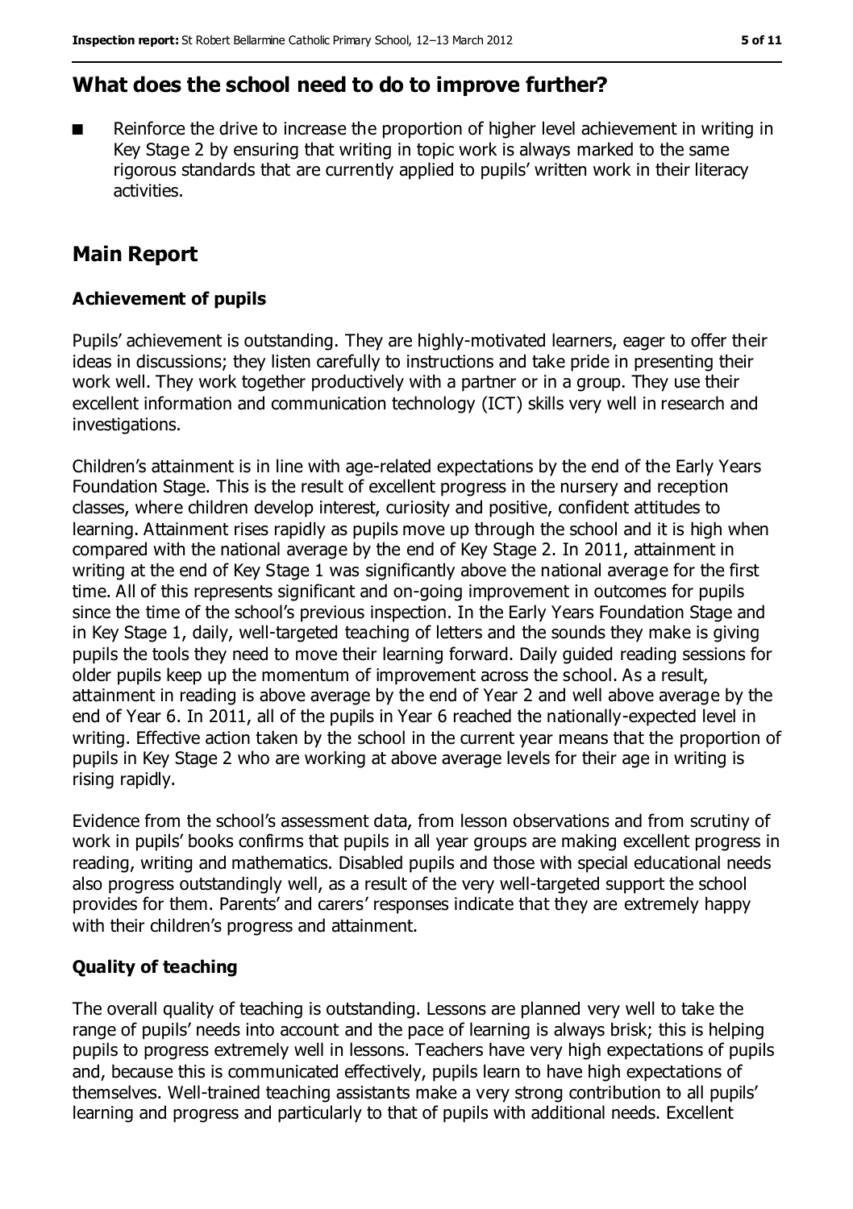## What does the school need to do to improve further?

- Reinforce the drive to increase the proportion of higher level achievement in writing in Key Stage 2 by ensuring that writing in topic work is always marked to the same rigorous standards that are currently applied to pupils' written work in their literacy activities.

## Main Report

### Achievement of pupils

Pupils' achievement is outstanding. They are highly-motivated learners, eager to offer their ideas in discussions; they listen carefully to instructions and take pride in presenting their work well. They work together productively with a partner or in a group. They use their excellent information and communication technology (ICT) skills very well in research and investigations.

Children's attainment is in line with age-related expectations by the end of the Early Years Foundation Stage. This is the result of excellent progress in the nursery and reception classes, where children develop interest, curiosity and positive, confident attitudes to learning. Attainment rises rapidly as pupils move up through the school and it is high when compared with the national average by the end of Key Stage 2. In 2011, attainment in writing at the end of Key Stage 1 was significantly above the national average for the first time. All of this represents significant and on-going improvement in outcomes for pupils since the time of the school's previous inspection. In the Early Years Foundation Stage and in Key Stage 1, daily, well-targeted teaching of letters and the sounds they make is giving pupils the tools they need to move their learning forward. Daily guided reading sessions for older pupils keep up the momentum of improvement across the school. As a result, attainment in reading is above average by the end of Year 2 and well above average by the end of Year 6. In 2011, all of the pupils in Year 6 reached the nationally-expected level in writing. Effective action taken by the school in the current year means that the proportion of pupils in Key Stage 2 who are working at above average levels for their age in writing is rising rapidly.

Evidence from the school's assessment data, from lesson observations and from scrutiny of work in pupils' books confirms that pupils in all year groups are making excellent progress in reading, writing and mathematics. Disabled pupils and those with special educational needs also progress outstandingly well, as a result of the very well-targeted support the school provides for them. Parents' and carers' responses indicate that they are extremely happy with their children's progress and attainment.

### Quality of teaching

The overall quality of teaching is outstanding. Lessons are planned very well to take the range of pupils' needs into account and the pace of learning is always brisk; this is helping pupils to progress extremely well in lessons. Teachers have very high expectations of pupils and, because this is communicated effectively, pupils learn to have high expectations of themselves. Well-trained teaching assistants make a very strong contribution to all pupils' learning and progress and particularly to that of pupils with additional needs. Excellent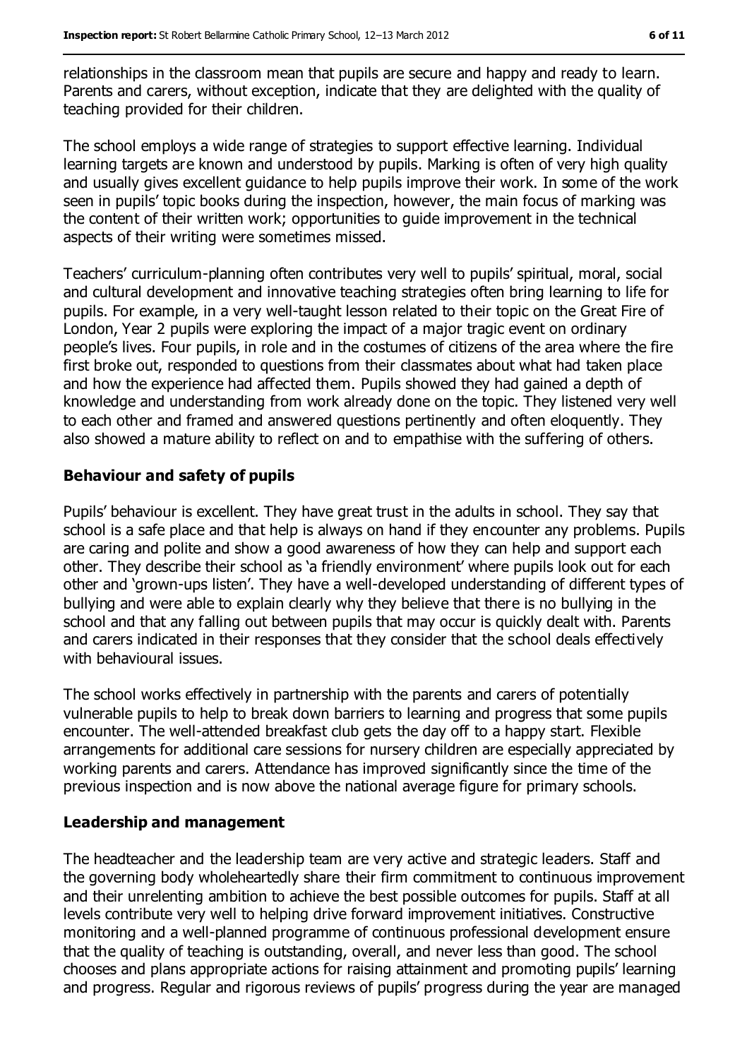relationships in the classroom mean that pupils are secure and happy and ready to learn. Parents and carers, without exception, indicate that they are delighted with the quality of teaching provided for their children.

The school employs a wide range of strategies to support effective learning. Individual learning targets are known and understood by pupils. Marking is often of very high quality and usually gives excellent guidance to help pupils improve their work. In some of the work seen in pupils' topic books during the inspection, however, the main focus of marking was the content of their written work; opportunities to guide improvement in the technical aspects of their writing were sometimes missed.

Teachers' curriculum-planning often contributes very well to pupils' spiritual, moral, social and cultural development and innovative teaching strategies often bring learning to life for pupils. For example, in a very well-taught lesson related to their topic on the Great Fire of London, Year 2 pupils were exploring the impact of a major tragic event on ordinary people's lives. Four pupils, in role and in the costumes of citizens of the area where the fire first broke out, responded to questions from their classmates about what had taken place and how the experience had affected them. Pupils showed they had gained a depth of knowledge and understanding from work already done on the topic. They listened very well to each other and framed and answered questions pertinently and often eloquently. They also showed a mature ability to reflect on and to empathise with the suffering of others.

### Behaviour and safety of pupils

Pupils' behaviour is excellent. They have great trust in the adults in school. They say that school is a safe place and that help is always on hand if they encounter any problems. Pupils are caring and polite and show a good awareness of how they can help and support each other. They describe their school as 'a friendly environment' where pupils look out for each other and 'grown-ups listen'. They have a well-developed understanding of different types of bullying and were able to explain clearly why they believe that there is no bullying in the school and that any falling out between pupils that may occur is quickly dealt with. Parents and carers indicated in their responses that they consider that the school deals effectively with behavioural issues.

The school works effectively in partnership with the parents and carers of potentially vulnerable pupils to help to break down barriers to learning and progress that some pupils encounter. The well-attended breakfast club gets the day off to a happy start. Flexible arrangements for additional care sessions for nursery children are especially appreciated by working parents and carers. Attendance has improved significantly since the time of the previous inspection and is now above the national average figure for primary schools.

### Leadership and management

The headteacher and the leadership team are very active and strategic leaders. Staff and the governing body wholeheartedly share their firm commitment to continuous improvement and their unrelenting ambition to achieve the best possible outcomes for pupils. Staff at all levels contribute very well to helping drive forward improvement initiatives. Constructive monitoring and a well-planned programme of continuous professional development ensure that the quality of teaching is outstanding, overall, and never less than good. The school chooses and plans appropriate actions for raising attainment and promoting pupils' learning and progress. Regular and rigorous reviews of pupils' progress during the year are managed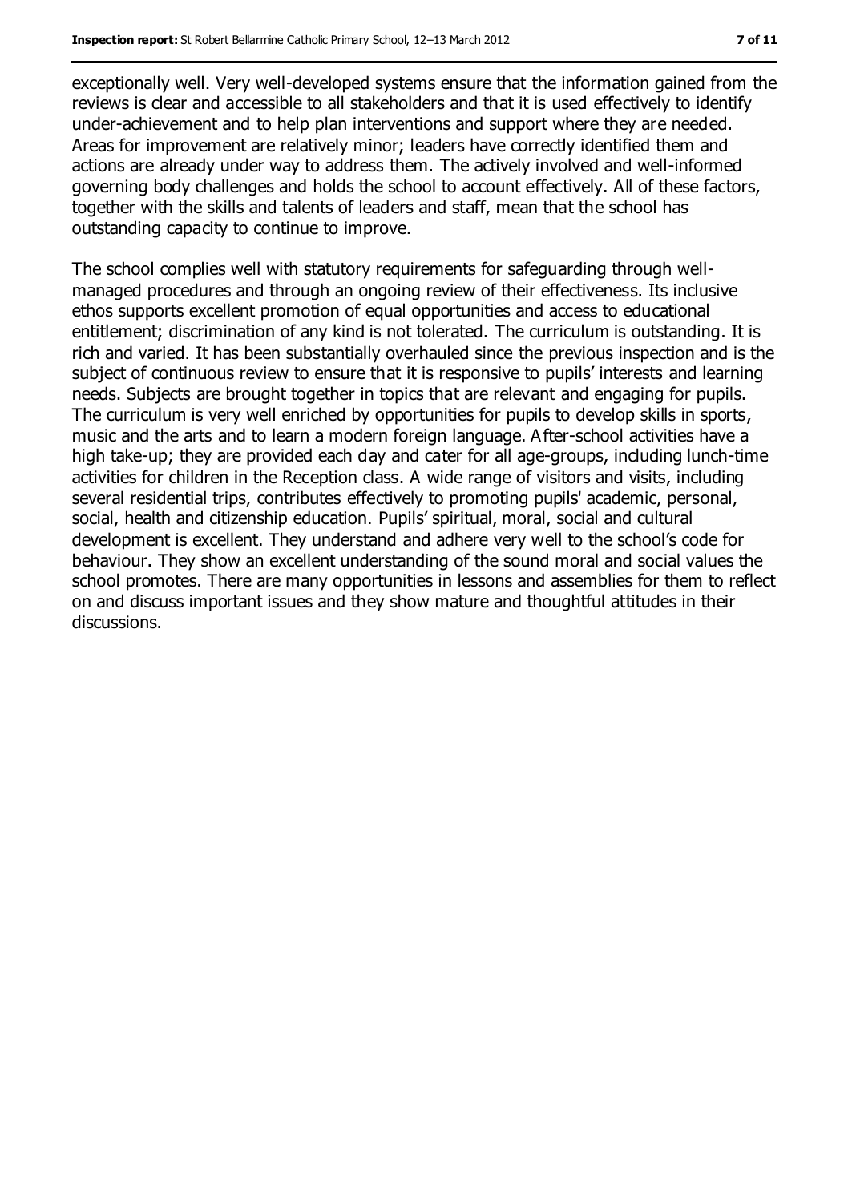exceptionally well. Very well-developed systems ensure that the information gained from the reviews is clear and accessible to all stakeholders and that it is used effectively to identify under-achievement and to help plan interventions and support where they are needed. Areas for improvement are relatively minor; leaders have correctly identified them and actions are already under way to address them. The actively involved and well-informed governing body challenges and holds the school to account effectively. All of these factors, together with the skills and talents of leaders and staff, mean that the school has outstanding capacity to continue to improve.

The school complies well with statutory requirements for safeguarding through well-managed procedures and through an ongoing review of their effectiveness. Its inclusive ethos supports excellent promotion of equal opportunities and access to educational entitlement; discrimination of any kind is not tolerated. The curriculum is outstanding. It is rich and varied. It has been substantially overhauled since the previous inspection and is the subject of continuous review to ensure that it is responsive to pupils' interests and learning needs. Subjects are brought together in topics that are relevant and engaging for pupils. The curriculum is very well enriched by opportunities for pupils to develop skills in sports, music and the arts and to learn a modern foreign language. After-school activities have a high take-up; they are provided each day and cater for all age-groups, including lunch-time activities for children in the Reception class. A wide range of visitors and visits, including several residential trips, contributes effectively to promoting pupils' academic, personal, social, health and citizenship education. Pupils' spiritual, moral, social and cultural development is excellent. They understand and adhere very well to the school's code for behaviour. They show an excellent understanding of the sound moral and social values the school promotes. There are many opportunities in lessons and assemblies for them to reflect on and discuss important issues and they show mature and thoughtful attitudes in their discussions.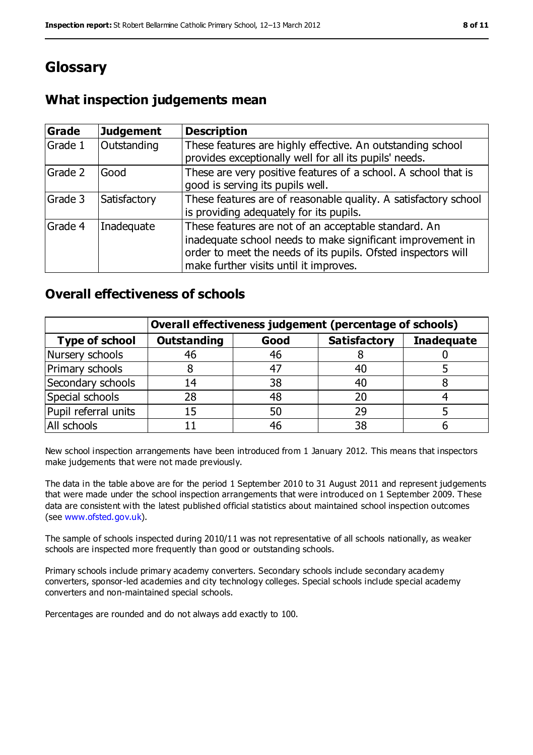# Glossary

## What inspection judgements mean

| Grade | Judgement | Description |
|---|---|---|
| Grade 1 | Outstanding | These features are highly effective. An outstanding school provides exceptionally well for all its pupils' needs. |
| Grade 2 | Good | These are very positive features of a school. A school that is good is serving its pupils well. |
| Grade 3 | Satisfactory | These features are of reasonable quality. A satisfactory school is providing adequately for its pupils. |
| Grade 4 | Inadequate | These features are not of an acceptable standard. An inadequate school needs to make significant improvement in order to meet the needs of its pupils. Ofsted inspectors will make further visits until it improves. |

## Overall effectiveness of schools

| | Overall effectiveness judgement (percentage of schools) | | | |
|---|---|---|---|---|
| **Type of school** | **Outstanding** | **Good** | **Satisfactory** | **Inadequate** |
| Nursery schools | 46 | 46 | 8 | 0 |
| Primary schools | 8 | 47 | 40 | 5 |
| Secondary schools | 14 | 38 | 40 | 8 |
| Special schools | 28 | 48 | 20 | 4 |
| Pupil referral units | 15 | 50 | 29 | 5 |
| All schools | 11 | 46 | 38 | 6 |

New school inspection arrangements have been introduced from 1 January 2012. This means that inspectors make judgements that were not made previously.

The data in the table above are for the period 1 September 2010 to 31 August 2011 and represent judgements that were made under the school inspection arrangements that were introduced on 1 September 2009. These data are consistent with the latest published official statistics about maintained school inspection outcomes (see www.ofsted.gov.uk).

The sample of schools inspected during 2010/11 was not representative of all schools nationally, as weaker schools are inspected more frequently than good or outstanding schools.

Primary schools include primary academy converters. Secondary schools include secondary academy converters, sponsor-led academies and city technology colleges. Special schools include special academy converters and non-maintained special schools.

Percentages are rounded and do not always add exactly to 100.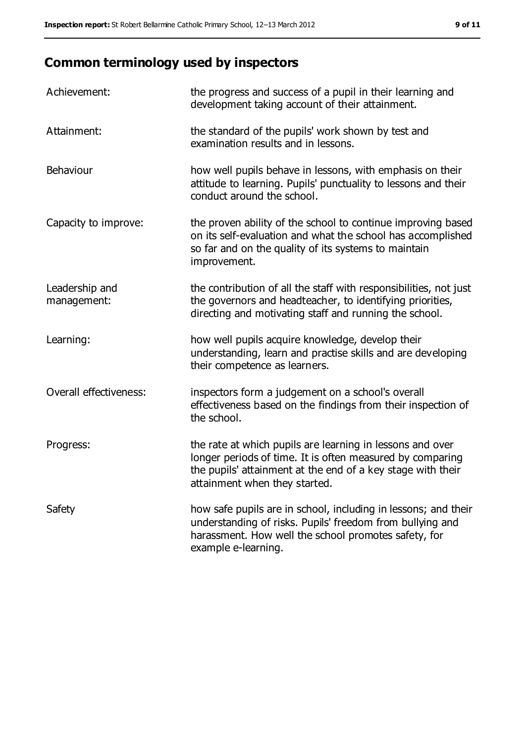## Common terminology used by inspectors

| | |
|---|---|
| Achievement: | the progress and success of a pupil in their learning and development taking account of their attainment. |
| Attainment: | the standard of the pupils' work shown by test and examination results and in lessons. |
| Behaviour | how well pupils behave in lessons, with emphasis on their attitude to learning. Pupils' punctuality to lessons and their conduct around the school. |
| Capacity to improve: | the proven ability of the school to continue improving based on its self-evaluation and what the school has accomplished so far and on the quality of its systems to maintain improvement. |
| Leadership and management: | the contribution of all the staff with responsibilities, not just the governors and headteacher, to identifying priorities, directing and motivating staff and running the school. |
| Learning: | how well pupils acquire knowledge, develop their understanding, learn and practise skills and are developing their competence as learners. |
| Overall effectiveness: | inspectors form a judgement on a school's overall effectiveness based on the findings from their inspection of the school. |
| Progress: | the rate at which pupils are learning in lessons and over longer periods of time. It is often measured by comparing the pupils' attainment at the end of a key stage with their attainment when they started. |
| Safety | how safe pupils are in school, including in lessons; and their understanding of risks. Pupils' freedom from bullying and harassment. How well the school promotes safety, for example e-learning. |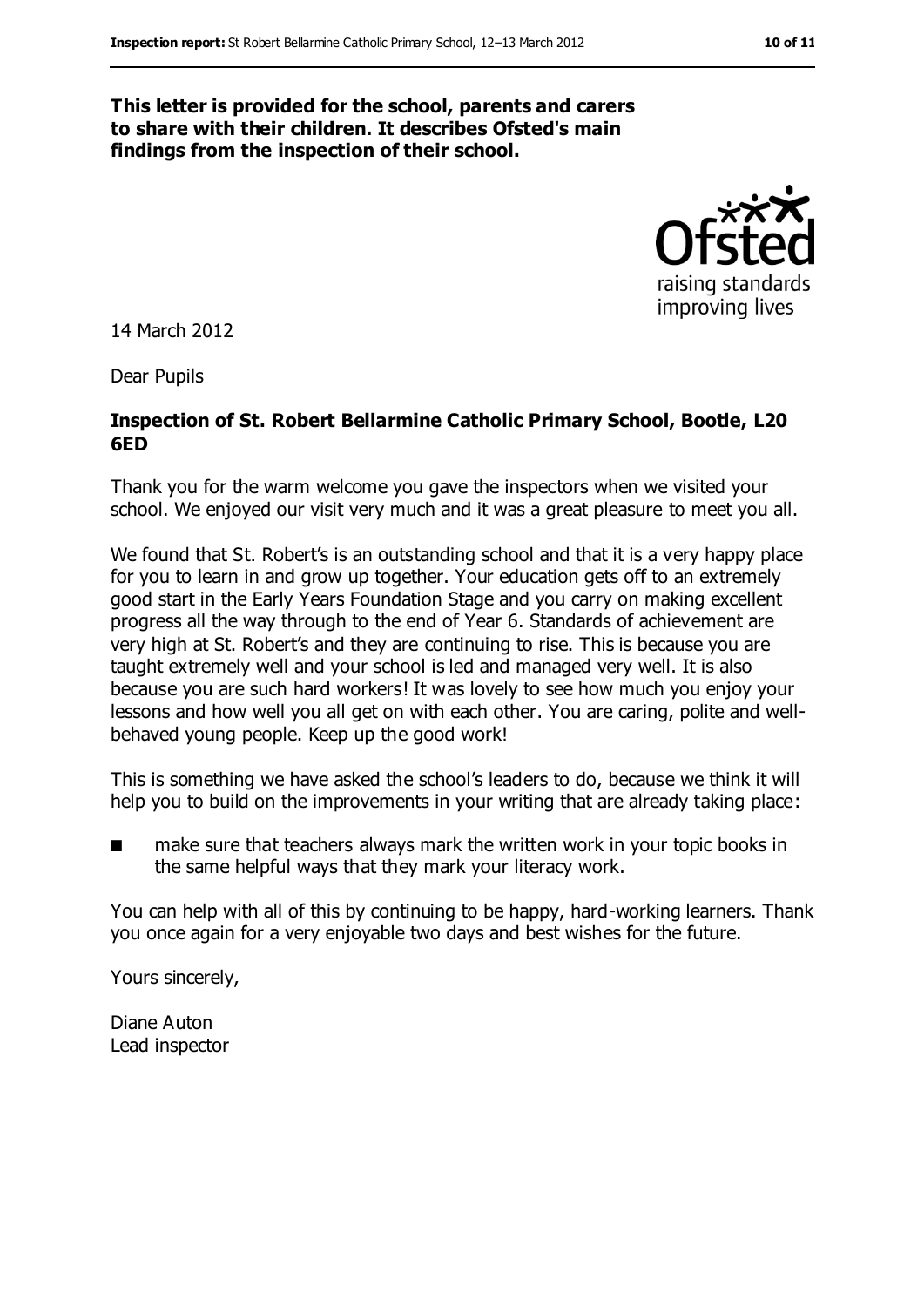**This letter is provided for the school, parents and carers to share with their children. It describes Ofsted's main findings from the inspection of their school.**

14 March 2012

Dear Pupils

**Inspection of St. Robert Bellarmine Catholic Primary School, Bootle, L20 6ED**

Thank you for the warm welcome you gave the inspectors when we visited your school. We enjoyed our visit very much and it was a great pleasure to meet you all.

We found that St. Robert's is an outstanding school and that it is a very happy place for you to learn in and grow up together. Your education gets off to an extremely good start in the Early Years Foundation Stage and you carry on making excellent progress all the way through to the end of Year 6. Standards of achievement are very high at St. Robert's and they are continuing to rise. This is because you are taught extremely well and your school is led and managed very well. It is also because you are such hard workers! It was lovely to see how much you enjoy your lessons and how well you all get on with each other. You are caring, polite and well-behaved young people. Keep up the good work!

This is something we have asked the school's leaders to do, because we think it will help you to build on the improvements in your writing that are already taking place:

- make sure that teachers always mark the written work in your topic books in the same helpful ways that they mark your literacy work.

You can help with all of this by continuing to be happy, hard-working learners. Thank you once again for a very enjoyable two days and best wishes for the future.

Yours sincerely,

Diane Auton
Lead inspector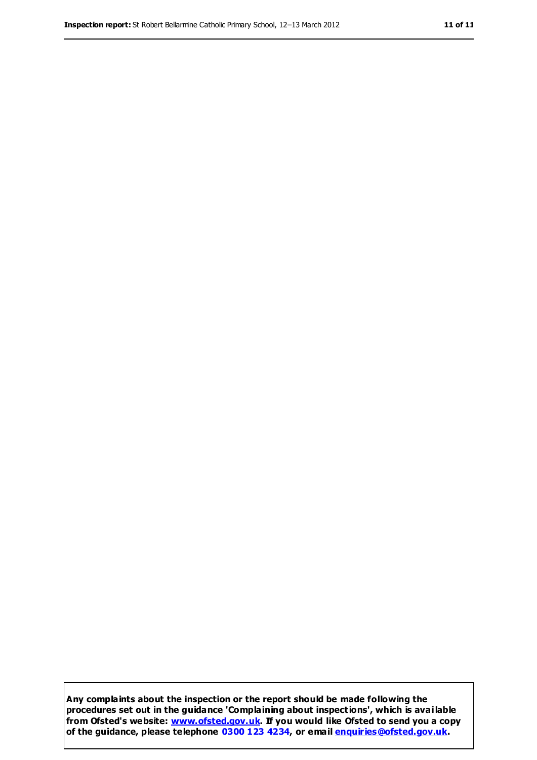**Any complaints about the inspection or the report should be made following the procedures set out in the guidance 'Complaining about inspections', which is available from Ofsted's website: www.ofsted.gov.uk. If you would like Ofsted to send you a copy of the guidance, please telephone 0300 123 4234, or email enquiries@ofsted.gov.uk.**